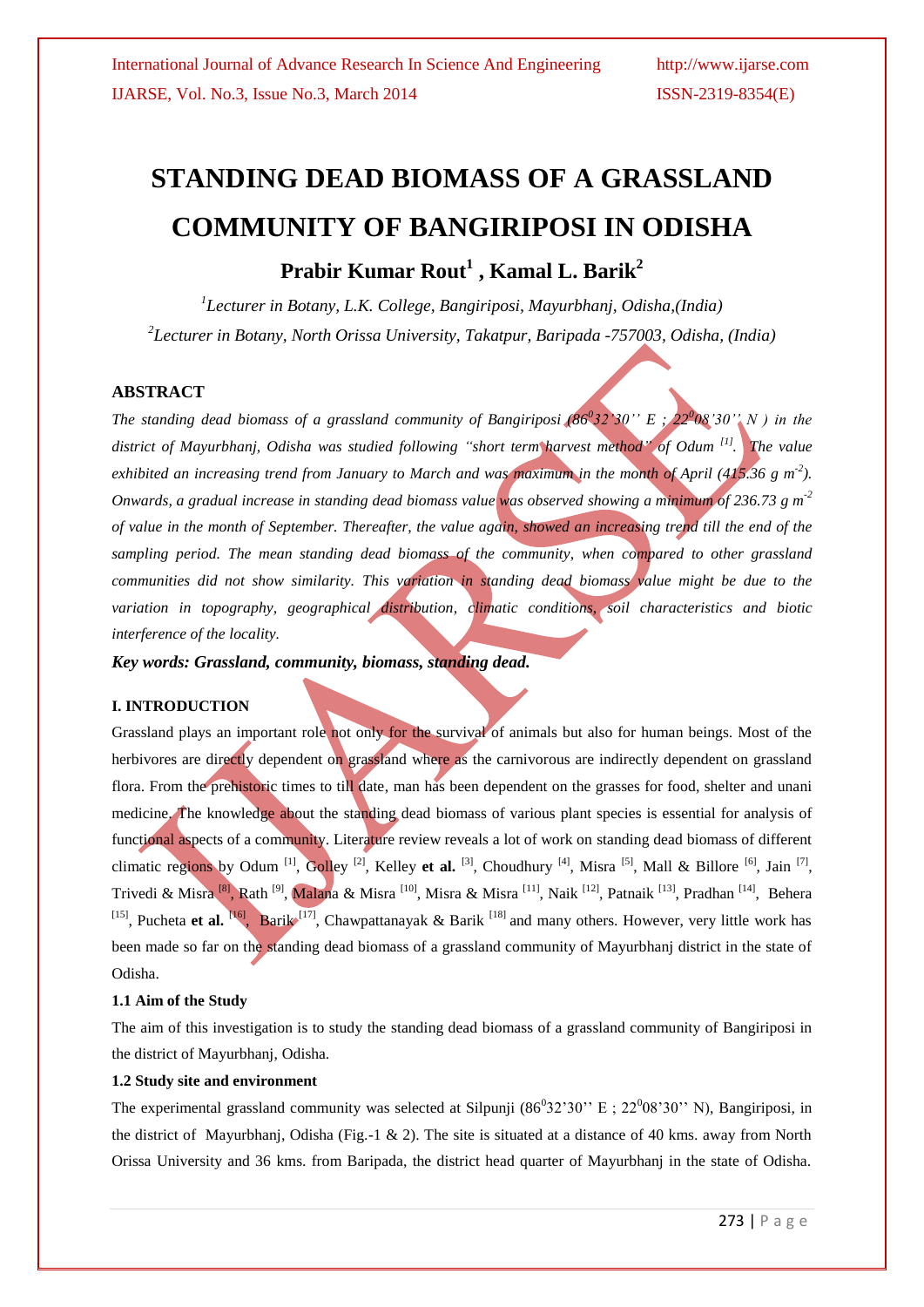# STANDING DEAD BIOMASS OF A GRASSLAND COMMUNITY OF BANGIRIPOSI IN ODISHA

**Prabir Kumar Rout[1] , Kamal L. Barik[2]**

*[1]Lecturer in Botany, L.K. College, Bangiriposi, Mayurbhanj, Odisha,(India)*
*[2]Lecturer in Botany, North Orissa University, Takatpur, Baripada -757003, Odisha, (India)*

## ABSTRACT

*The standing dead biomass of a grassland community of Bangiriposi ($86^0$32'30'' E ; $22^0$08'30'' N ) in the district of Mayurbhanj, Odisha was studied following "short term harvest method" of Odum [1]. The value exhibited an increasing trend from January to March and was maximum in the month of April (415.36 g $m^{-2}$). Onwards, a gradual increase in standing dead biomass value was observed showing a minimum of 236.73 g $m^{-2}$ of value in the month of September. Thereafter, the value again, showed an increasing trend till the end of the sampling period. The mean standing dead biomass of the community, when compared to other grassland communities did not show similarity. This variation in standing dead biomass value might be due to the variation in topography, geographical distribution, climatic conditions, soil characteristics and biotic interference of the locality.*

***Key words: Grassland, community, biomass, standing dead.***

## I. INTRODUCTION

Grassland plays an important role not only for the survival of animals but also for human beings. Most of the herbivores are directly dependent on grassland where as the carnivorous are indirectly dependent on grassland flora. From the prehistoric times to till date, man has been dependent on the grasses for food, shelter and unani medicine. The knowledge about the standing dead biomass of various plant species is essential for analysis of functional aspects of a community. Literature review reveals a lot of work on standing dead biomass of different climatic regions by Odum [1], Golley [2], Kelley **et al.** [3], Choudhury [4], Misra [5], Mall & Billore [6], Jain [7], Trivedi & Misra [8], Rath [9], Malana & Misra [10], Misra & Misra [11], Naik [12], Patnaik [13], Pradhan [14], Behera [15], Pucheta **et al.** [16], Barik [17], Chawpattanayak & Barik [18] and many others. However, very little work has been made so far on the standing dead biomass of a grassland community of Mayurbhanj district in the state of Odisha.

### 1.1 Aim of the Study

The aim of this investigation is to study the standing dead biomass of a grassland community of Bangiriposi in the district of Mayurbhanj, Odisha.

### 1.2 Study site and environment

The experimental grassland community was selected at Silpunji ($86^0$32'30'' E ; $22^0$08'30'' N), Bangiriposi, in the district of Mayurbhanj, Odisha (Fig.-1 & 2). The site is situated at a distance of 40 kms. away from North Orissa University and 36 kms. from Baripada, the district head quarter of Mayurbhanj in the state of Odisha.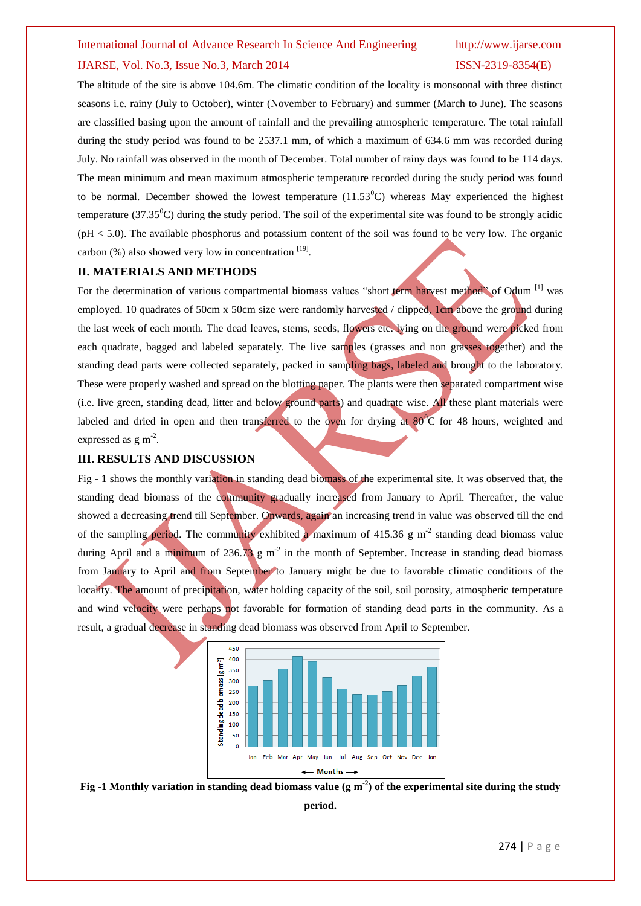The altitude of the site is above 104.6m. The climatic condition of the locality is monsoonal with three distinct seasons i.e. rainy (July to October), winter (November to February) and summer (March to June). The seasons are classified basing upon the amount of rainfall and the prevailing atmospheric temperature. The total rainfall during the study period was found to be 2537.1 mm, of which a maximum of 634.6 mm was recorded during July. No rainfall was observed in the month of December. Total number of rainy days was found to be 114 days. The mean minimum and mean maximum atmospheric temperature recorded during the study period was found to be normal. December showed the lowest temperature (11.53$^0$C) whereas May experienced the highest temperature (37.35$^0$C) during the study period. The soil of the experimental site was found to be strongly acidic (pH < 5.0). The available phosphorus and potassium content of the soil was found to be very low. The organic carbon (%) also showed very low in concentration [19].

## II. MATERIALS AND METHODS

For the determination of various compartmental biomass values "short term harvest method" of Odum [1] was employed. 10 quadrates of 50cm x 50cm size were randomly harvested / clipped, 1cm above the ground during the last week of each month. The dead leaves, stems, seeds, flowers etc. lying on the ground were picked from each quadrate, bagged and labeled separately. The live samples (grasses and non grasses together) and the standing dead parts were collected separately, packed in sampling bags, labeled and brought to the laboratory. These were properly washed and spread on the blotting paper. The plants were then separated compartment wise (i.e. live green, standing dead, litter and below ground parts) and quadrate wise. All these plant materials were labeled and dried in open and then transferred to the oven for drying at 80$^0$C for 48 hours, weighted and expressed as g m$^{-2}$.

## III. RESULTS AND DISCUSSION

Fig - 1 shows the monthly variation in standing dead biomass of the experimental site. It was observed that, the standing dead biomass of the community gradually increased from January to April. Thereafter, the value showed a decreasing trend till September. Onwards, again an increasing trend in value was observed till the end of the sampling period. The community exhibited a maximum of 415.36 g m$^{-2}$ standing dead biomass value during April and a minimum of 236.73 g m$^{-2}$ in the month of September. Increase in standing dead biomass from January to April and from September to January might be due to favorable climatic conditions of the locality. The amount of precipitation, water holding capacity of the soil, soil porosity, atmospheric temperature and wind velocity were perhaps not favorable for formation of standing dead parts in the community. As a result, a gradual decrease in standing dead biomass was observed from April to September.

Standing dead biomass (g m$^{-2}$)
450
400
350
300
250
200
150
100
50
0
Jan Feb Mar Apr May Jun Jul Aug Sep Oct Nov Dec Jan
Months

**Fig -1 Monthly variation in standing dead biomass value (g m$^{-2}$) of the experimental site during the study period.**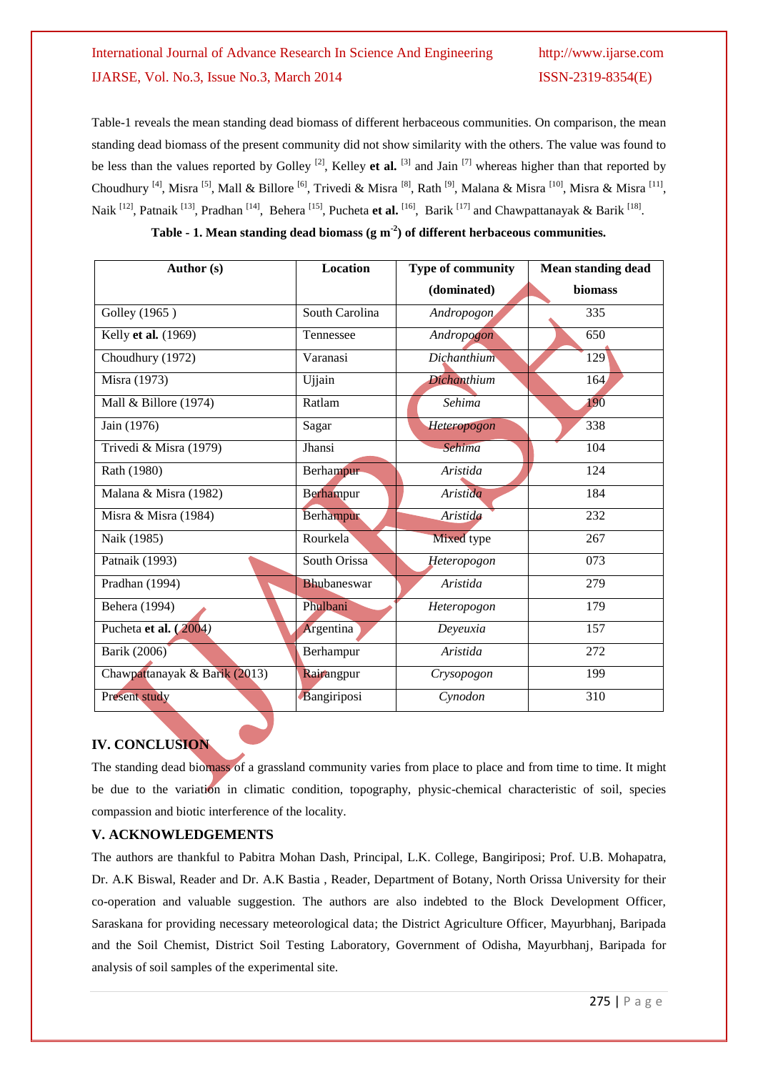Table-1 reveals the mean standing dead biomass of different herbaceous communities. On comparison, the mean standing dead biomass of the present community did not show similarity with the others. The value was found to be less than the values reported by Golley [2], Kelley **et al.** [3] and Jain [7] whereas higher than that reported by Choudhury [4], Misra [5], Mall & Billore [6], Trivedi & Misra [8], Rath [9], Malana & Misra [10], Misra & Misra [11], Naik [12], Patnaik [13], Pradhan [14], Behera [15], Pucheta **et al.** [16], Barik [17] and Chawpattanayak & Barik [18].

**Table - 1. Mean standing dead biomass (g m$^{-2}$) of different herbaceous communities.**

| Author (s) | Location | Type of community (dominated) | Mean standing dead biomass |
|---|---|---|---|
| Golley (1965 ) | South Carolina | *Andropogon* | 335 |
| Kelly **et al.** (1969) | Tennessee | *Andropogon* | 650 |
| Choudhury (1972) | Varanasi | *Dichanthium* | 129 |
| Misra (1973) | Ujjain | *Dichanthium* | 164 |
| Mall & Billore (1974) | Ratlam | *Sehima* | 190 |
| Jain (1976) | Sagar | *Heteropogon* | 338 |
| Trivedi & Misra (1979) | Jhansi | *Sehima* | 104 |
| Rath (1980) | Berhampur | *Aristida* | 124 |
| Malana & Misra (1982) | Berhampur | *Aristida* | 184 |
| Misra & Misra (1984) | Berhampur | *Aristida* | 232 |
| Naik (1985) | Rourkela | Mixed type | 267 |
| Patnaik (1993) | South Orissa | *Heteropogon* | 073 |
| Pradhan (1994) | Bhubaneswar | *Aristida* | 279 |
| Behera (1994) | Phulbani | *Heteropogon* | 179 |
| Pucheta **et al.** ( 2004) | Argentina | *Deyeuxia* | 157 |
| Barik (2006) | Berhampur | *Aristida* | 272 |
| Chawpattanayak & Barik (2013) | Rairangpur | *Crysopogon* | 199 |
| Present study | Bangiriposi | *Cynodon* | 310 |

## IV. CONCLUSION

The standing dead biomass of a grassland community varies from place to place and from time to time. It might be due to the variation in climatic condition, topography, physic-chemical characteristic of soil, species compassion and biotic interference of the locality.

## V. ACKNOWLEDGEMENTS

The authors are thankful to Pabitra Mohan Dash, Principal, L.K. College, Bangiriposi; Prof. U.B. Mohapatra, Dr. A.K Biswal, Reader and Dr. A.K Bastia , Reader, Department of Botany, North Orissa University for their co-operation and valuable suggestion. The authors are also indebted to the Block Development Officer, Saraskana for providing necessary meteorological data; the District Agriculture Officer, Mayurbhanj, Baripada and the Soil Chemist, District Soil Testing Laboratory, Government of Odisha, Mayurbhanj, Baripada for analysis of soil samples of the experimental site.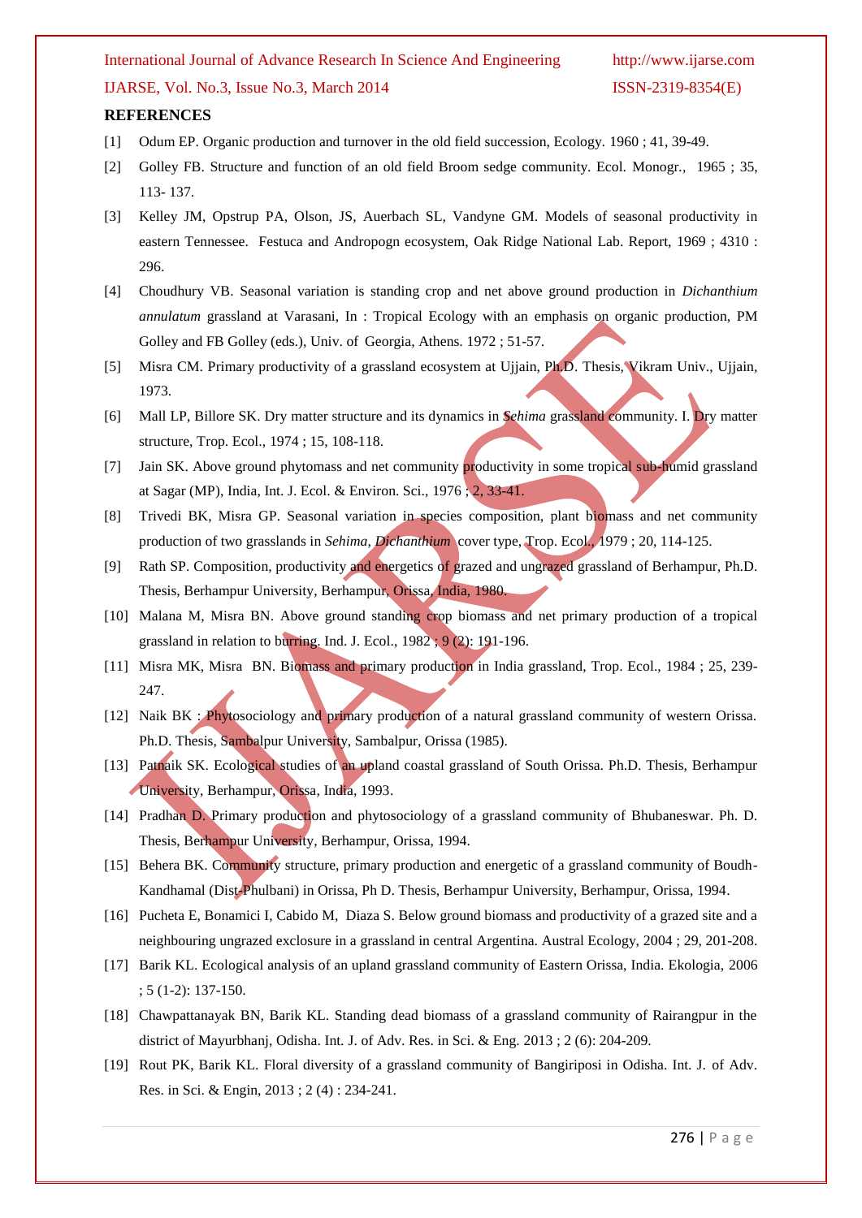## REFERENCES

[1] Odum EP. Organic production and turnover in the old field succession, Ecology. 1960 ; 41, 39-49.

[2] Golley FB. Structure and function of an old field Broom sedge community. Ecol. Monogr., 1965 ; 35, 113- 137.

[3] Kelley JM, Opstrup PA, Olson, JS, Auerbach SL, Vandyne GM. Models of seasonal productivity in eastern Tennessee. Festuca and Andropogn ecosystem, Oak Ridge National Lab. Report, 1969 ; 4310 : 296.

[4] Choudhury VB. Seasonal variation is standing crop and net above ground production in *Dichanthium annulatum* grassland at Varasani, In : Tropical Ecology with an emphasis on organic production, PM Golley and FB Golley (eds.), Univ. of Georgia, Athens. 1972 ; 51-57.

[5] Misra CM. Primary productivity of a grassland ecosystem at Ujjain, Ph.D. Thesis, Vikram Univ., Ujjain, 1973.

[6] Mall LP, Billore SK. Dry matter structure and its dynamics in *Sehima* grassland community. I. Dry matter structure, Trop. Ecol., 1974 ; 15, 108-118.

[7] Jain SK. Above ground phytomass and net community productivity in some tropical sub-humid grassland at Sagar (MP), India, Int. J. Ecol. & Environ. Sci., 1976 ; 2, 33-41.

[8] Trivedi BK, Misra GP. Seasonal variation in species composition, plant biomass and net community production of two grasslands in *Sehima, Dichanthium* cover type, Trop. Ecol., 1979 ; 20, 114-125.

[9] Rath SP. Composition, productivity and energetics of grazed and ungrazed grassland of Berhampur, Ph.D. Thesis, Berhampur University, Berhampur, Orissa, India, 1980.

[10] Malana M, Misra BN. Above ground standing crop biomass and net primary production of a tropical grassland in relation to burring. Ind. J. Ecol., 1982 ; 9 (2): 191-196.

[11] Misra MK, Misra BN. Biomass and primary production in India grassland, Trop. Ecol., 1984 ; 25, 239-247.

[12] Naik BK : Phytosociology and primary production of a natural grassland community of western Orissa. Ph.D. Thesis, Sambalpur University, Sambalpur, Orissa (1985).

[13] Patnaik SK. Ecological studies of an upland coastal grassland of South Orissa. Ph.D. Thesis, Berhampur University, Berhampur, Orissa, India, 1993.

[14] Pradhan D. Primary production and phytosociology of a grassland community of Bhubaneswar. Ph. D. Thesis, Berhampur University, Berhampur, Orissa, 1994.

[15] Behera BK. Community structure, primary production and energetic of a grassland community of Boudh-Kandhamal (Dist-Phulbani) in Orissa, Ph D. Thesis, Berhampur University, Berhampur, Orissa, 1994.

[16] Pucheta E, Bonamici I, Cabido M, Diaza S. Below ground biomass and productivity of a grazed site and a neighbouring ungrazed exclosure in a grassland in central Argentina. Austral Ecology, 2004 ; 29, 201-208.

[17] Barik KL. Ecological analysis of an upland grassland community of Eastern Orissa, India. Ekologia, 2006 ; 5 (1-2): 137-150.

[18] Chawpattanayak BN, Barik KL. Standing dead biomass of a grassland community of Rairangpur in the district of Mayurbhanj, Odisha. Int. J. of Adv. Res. in Sci. & Eng. 2013 ; 2 (6): 204-209.

[19] Rout PK, Barik KL. Floral diversity of a grassland community of Bangiriposi in Odisha. Int. J. of Adv. Res. in Sci. & Engin, 2013 ; 2 (4) : 234-241.